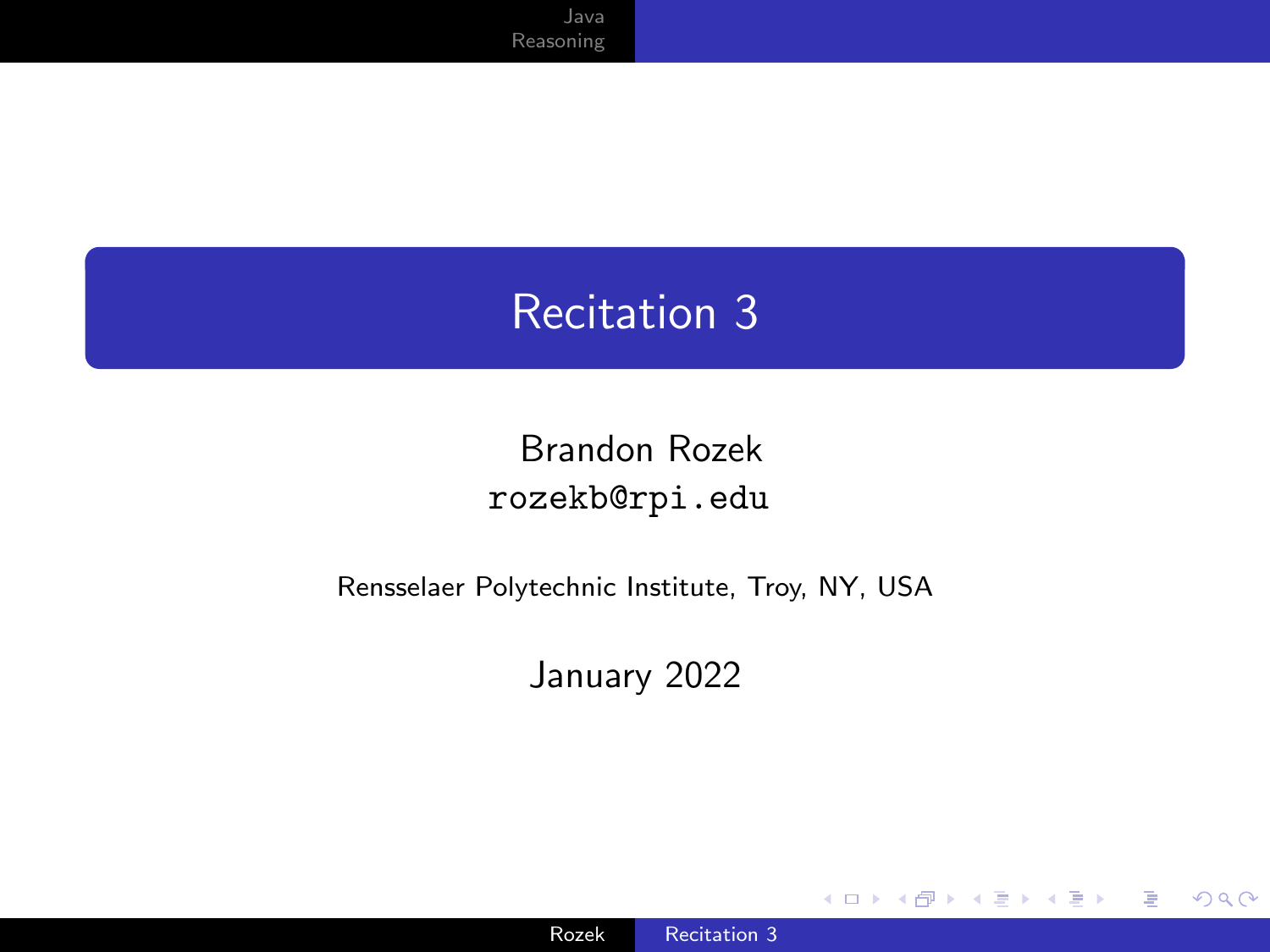# Recitation 3

Brandon Rozek
`rozekb@rpi.edu`

Rensselaer Polytechnic Institute, Troy, NY, USA

January 2022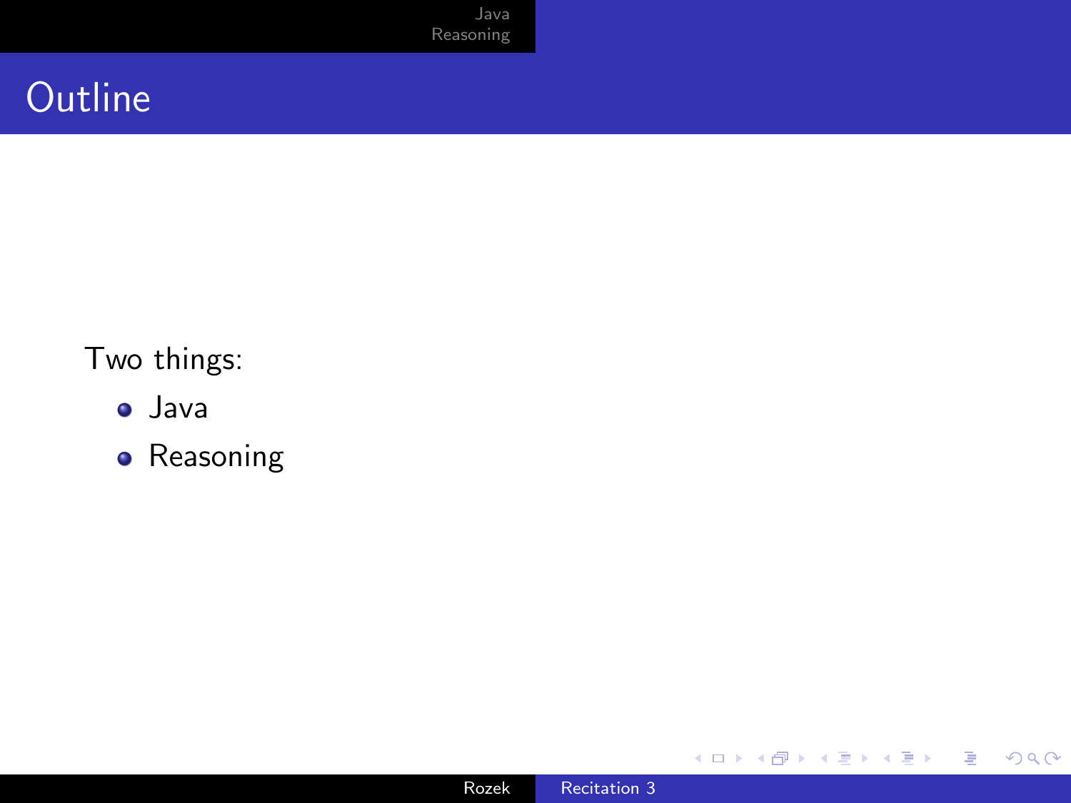# Outline

Two things:

- Java
- Reasoning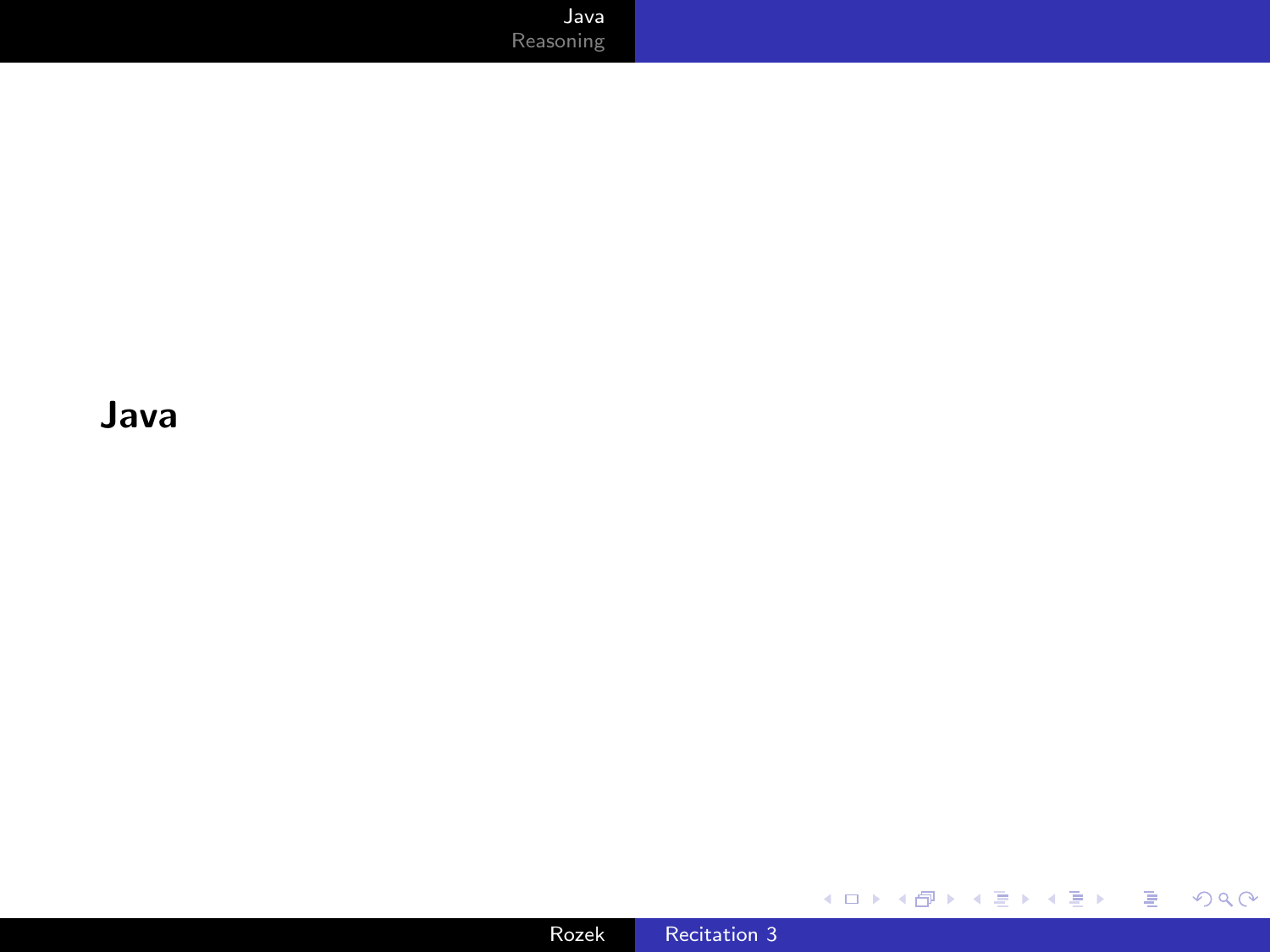# Java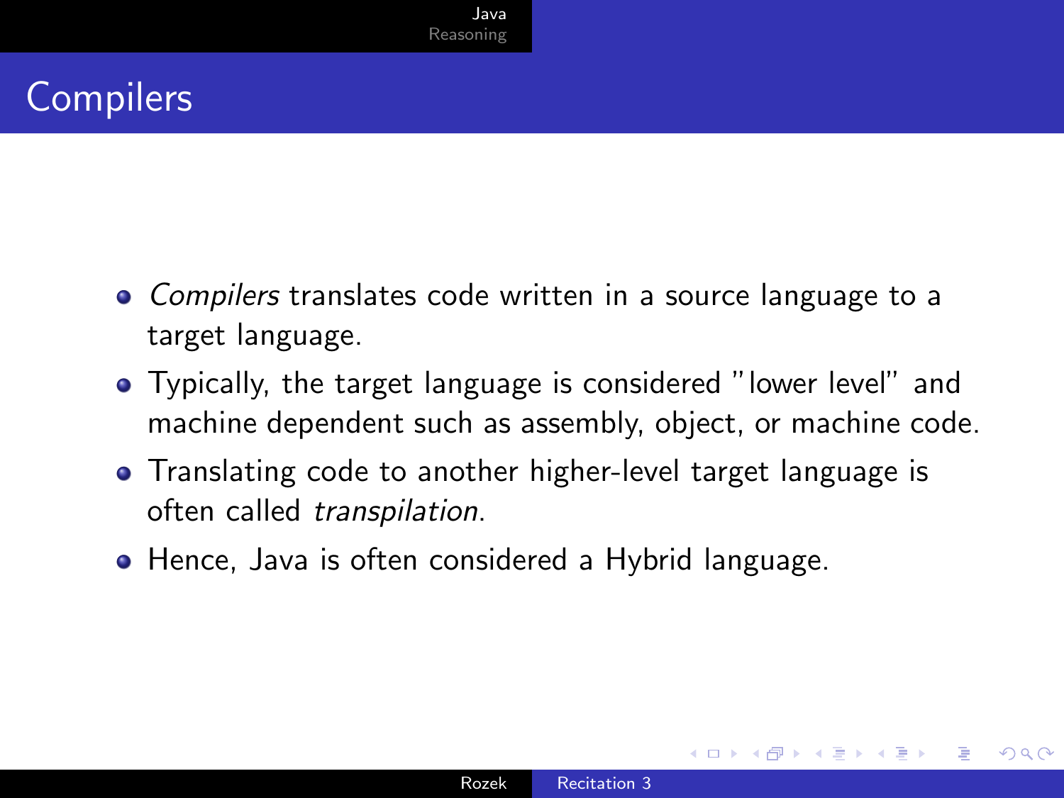# Compilers

- *Compilers* translates code written in a source language to a target language.
- Typically, the target language is considered "lower level" and machine dependent such as assembly, object, or machine code.
- Translating code to another higher-level target language is often called *transpilation*.
- Hence, Java is often considered a Hybrid language.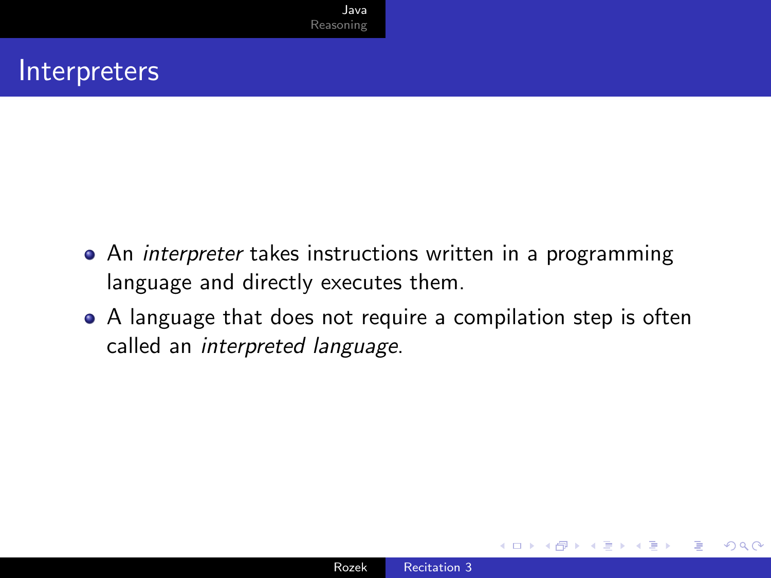# Interpreters

- An *interpreter* takes instructions written in a programming language and directly executes them.
- A language that does not require a compilation step is often called an *interpreted language*.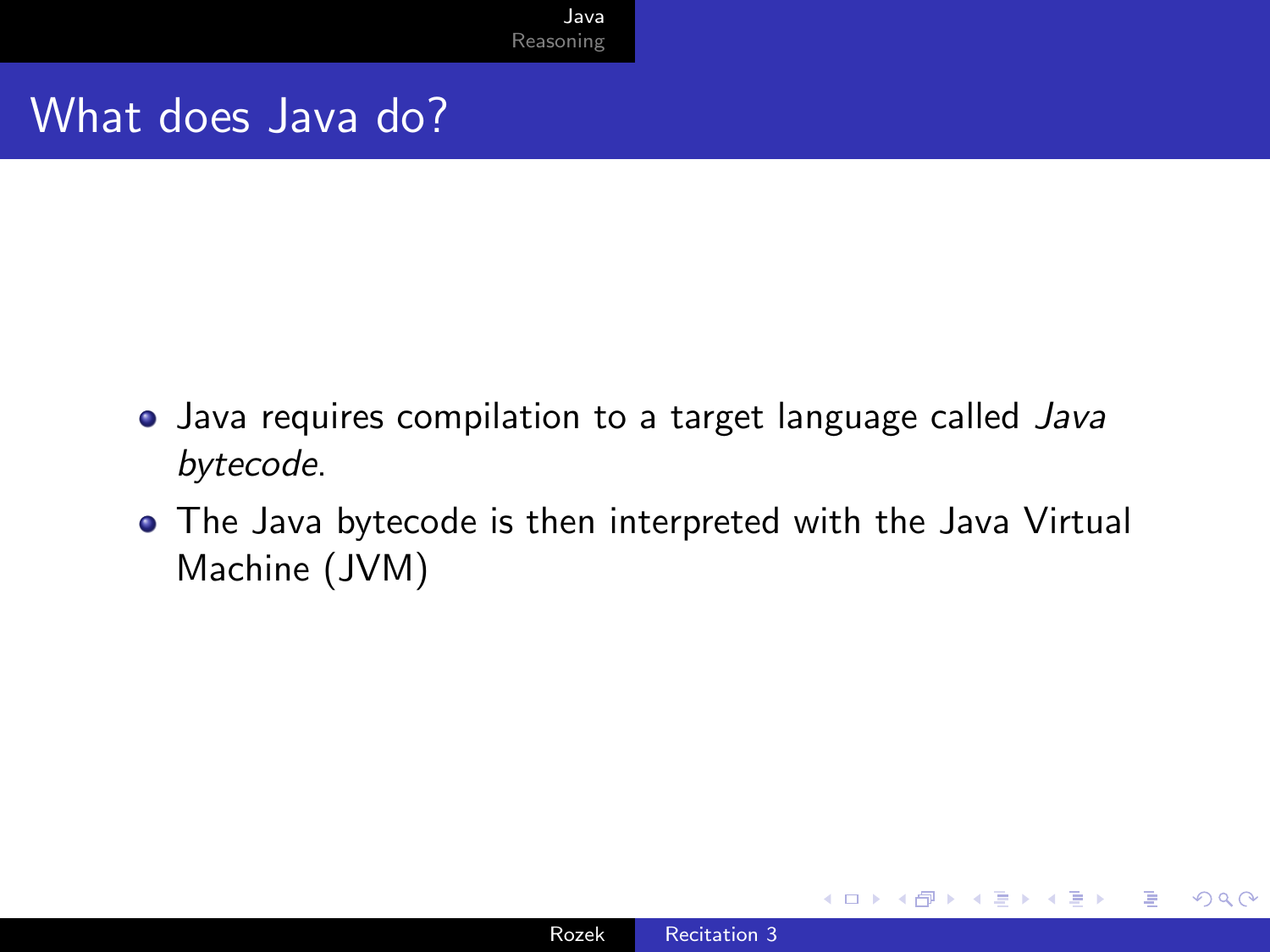# What does Java do?

- Java requires compilation to a target language called *Java bytecode*.
- The Java bytecode is then interpreted with the Java Virtual Machine (JVM)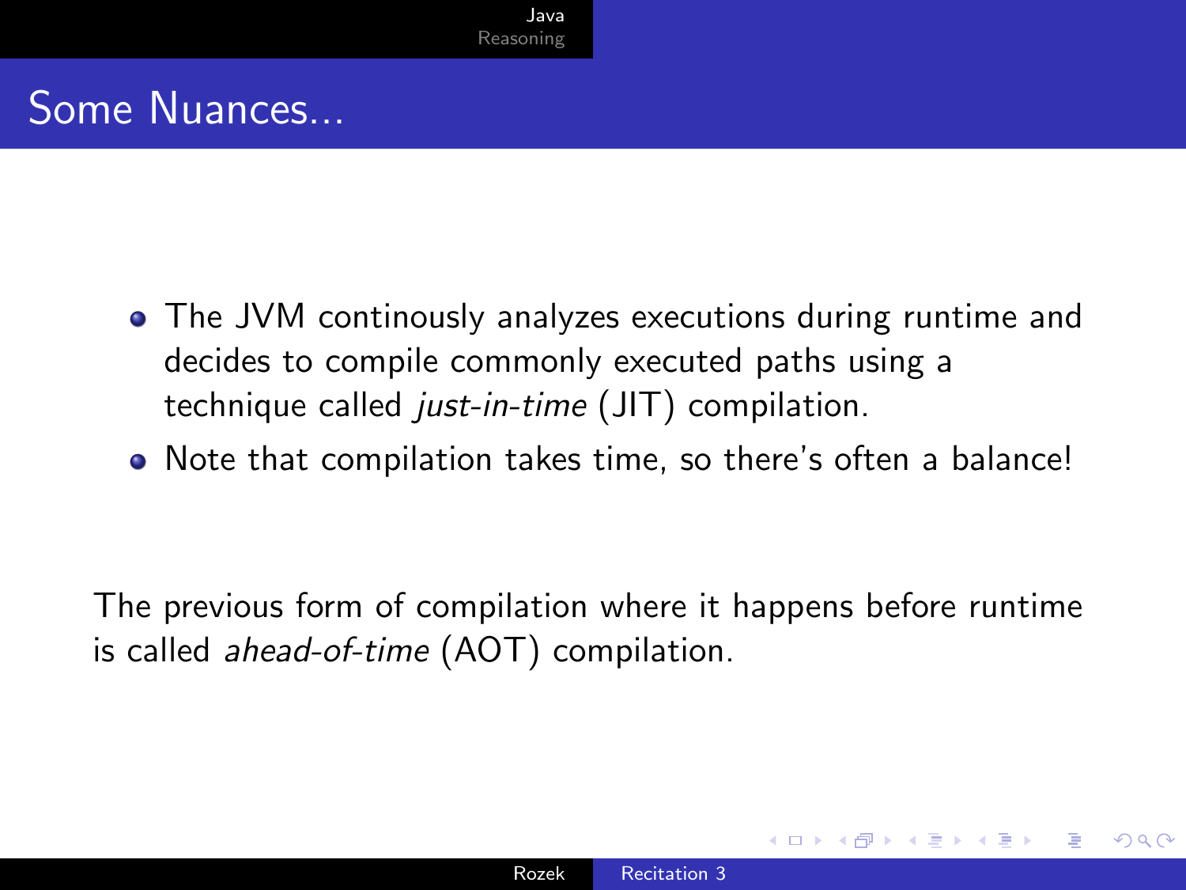# Some Nuances...

- The JVM continously analyzes executions during runtime and decides to compile commonly executed paths using a technique called *just-in-time* (JIT) compilation.
- Note that compilation takes time, so there's often a balance!

The previous form of compilation where it happens before runtime is called *ahead-of-time* (AOT) compilation.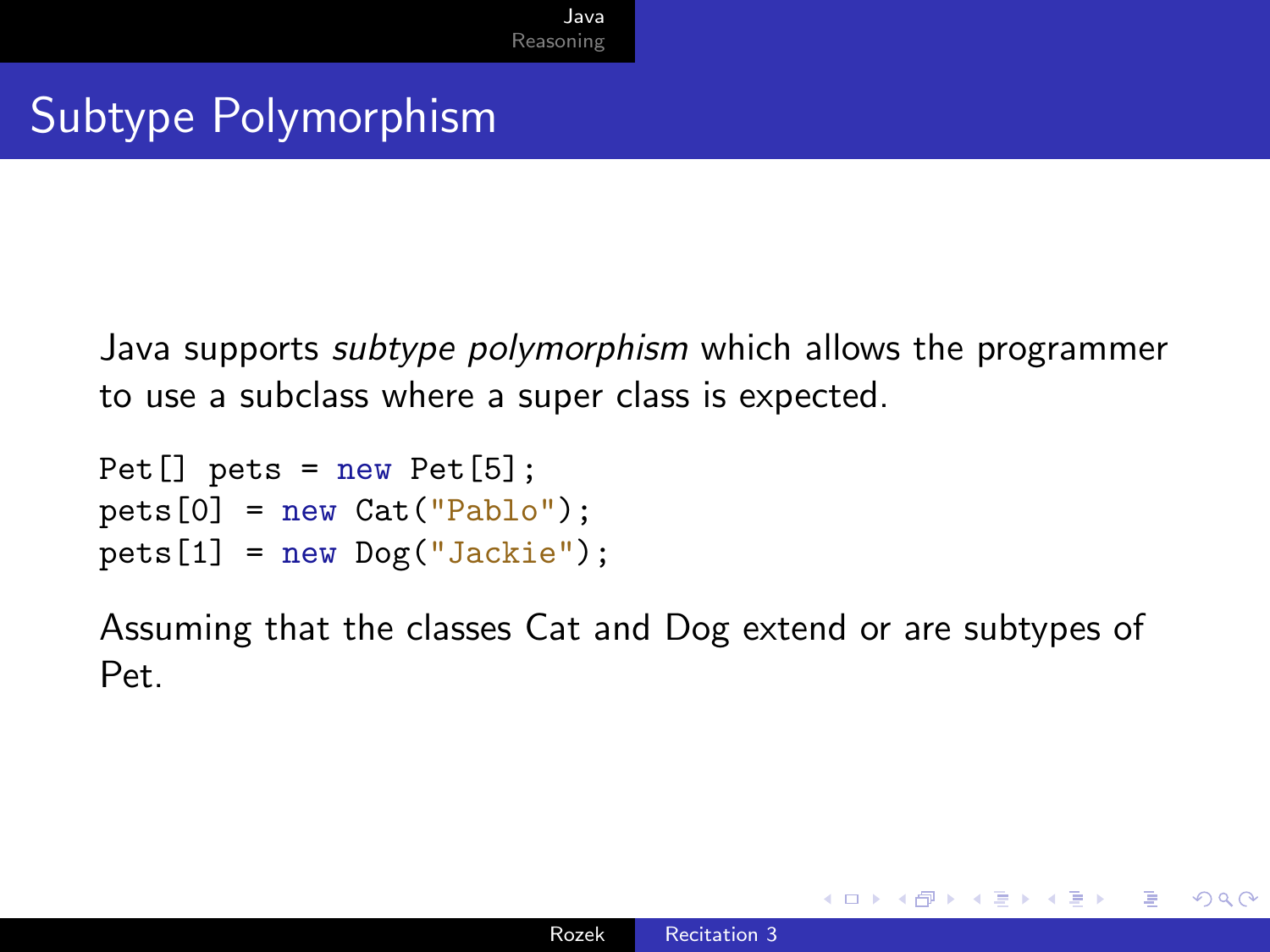# Subtype Polymorphism

Java supports *subtype polymorphism* which allows the programmer to use a subclass where a super class is expected.

```
Pet[] pets = new Pet[5];
pets[0] = new Cat("Pablo");
pets[1] = new Dog("Jackie");
```

Assuming that the classes Cat and Dog extend or are subtypes of Pet.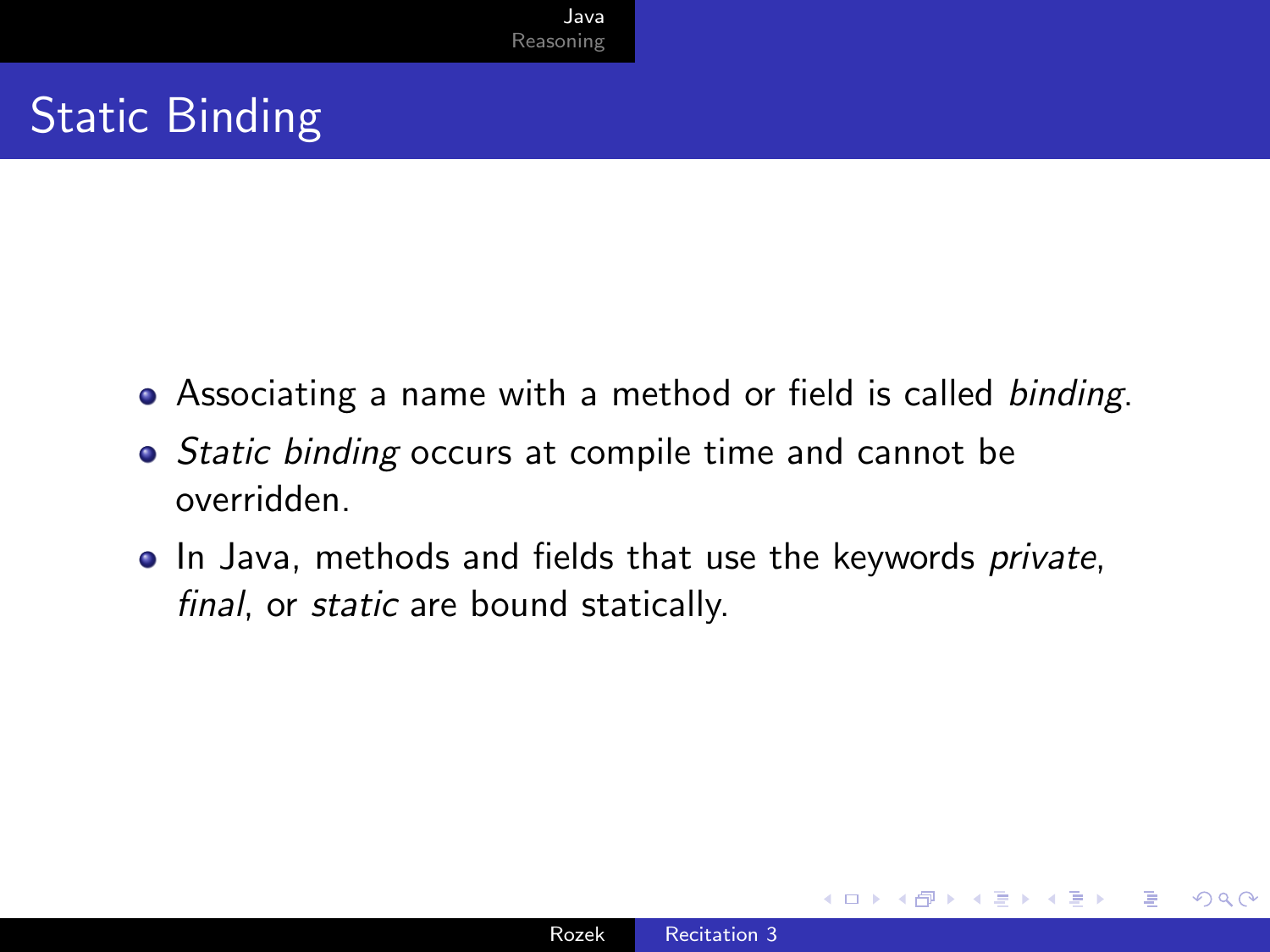# Static Binding

- Associating a name with a method or field is called *binding*.
- *Static binding* occurs at compile time and cannot be overridden.
- In Java, methods and fields that use the keywords *private*, *final*, or *static* are bound statically.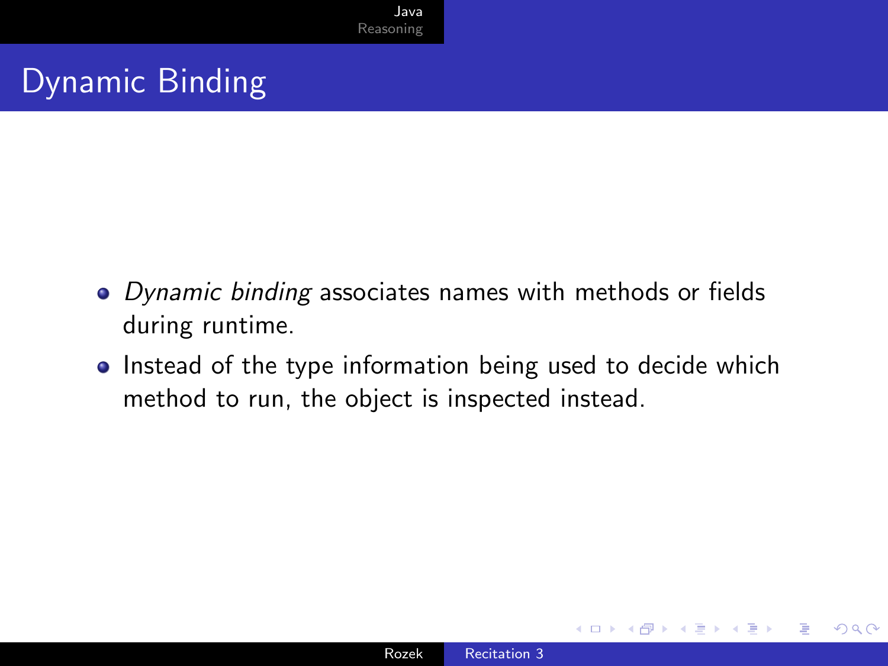# Dynamic Binding

- *Dynamic binding* associates names with methods or fields during runtime.
- Instead of the type information being used to decide which method to run, the object is inspected instead.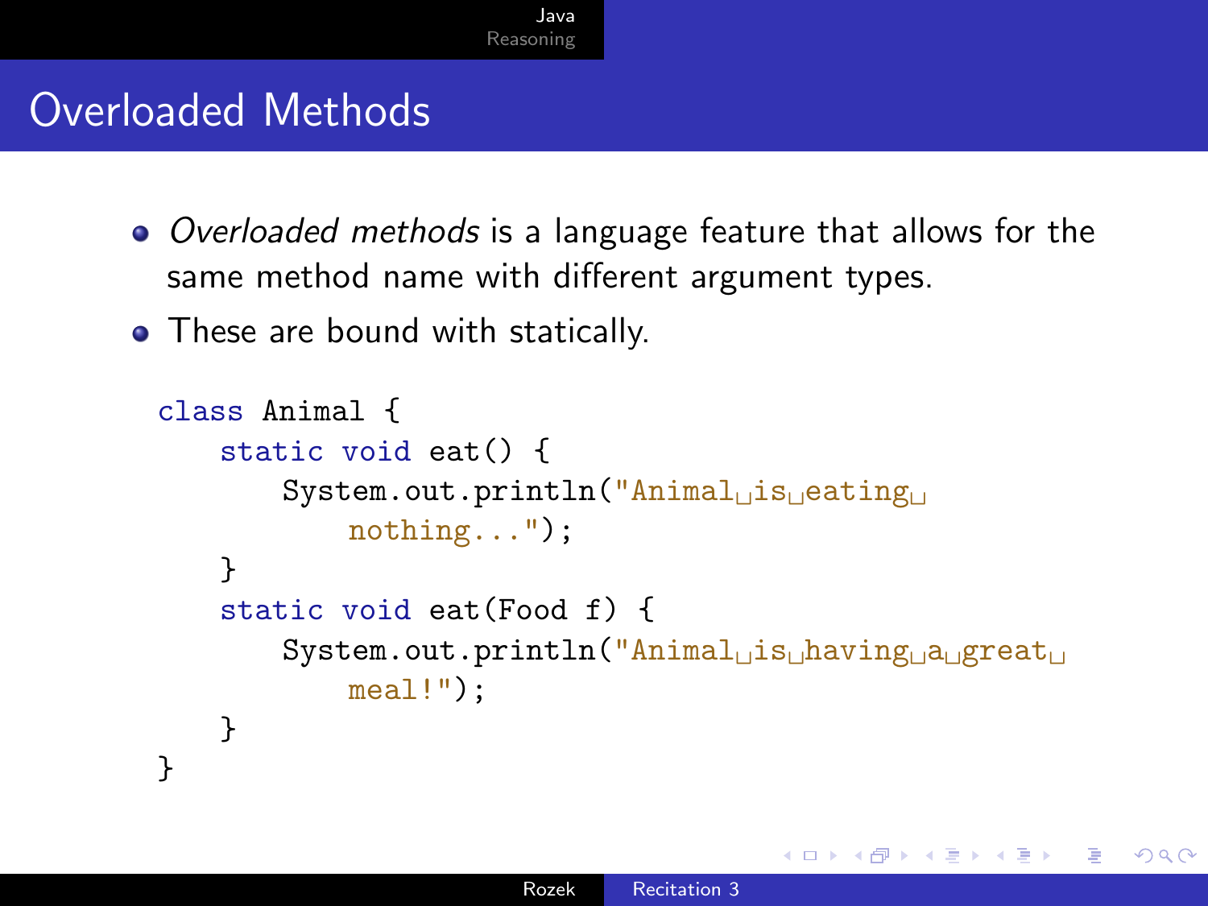# Overloaded Methods

- *Overloaded methods* is a language feature that allows for the same method name with different argument types.
- These are bound with statically.

```java
class Animal {
    static void eat() {
        System.out.println("Animal is eating nothing...");
    }
    static void eat(Food f) {
        System.out.println("Animal is having a great meal!");
    }
}
```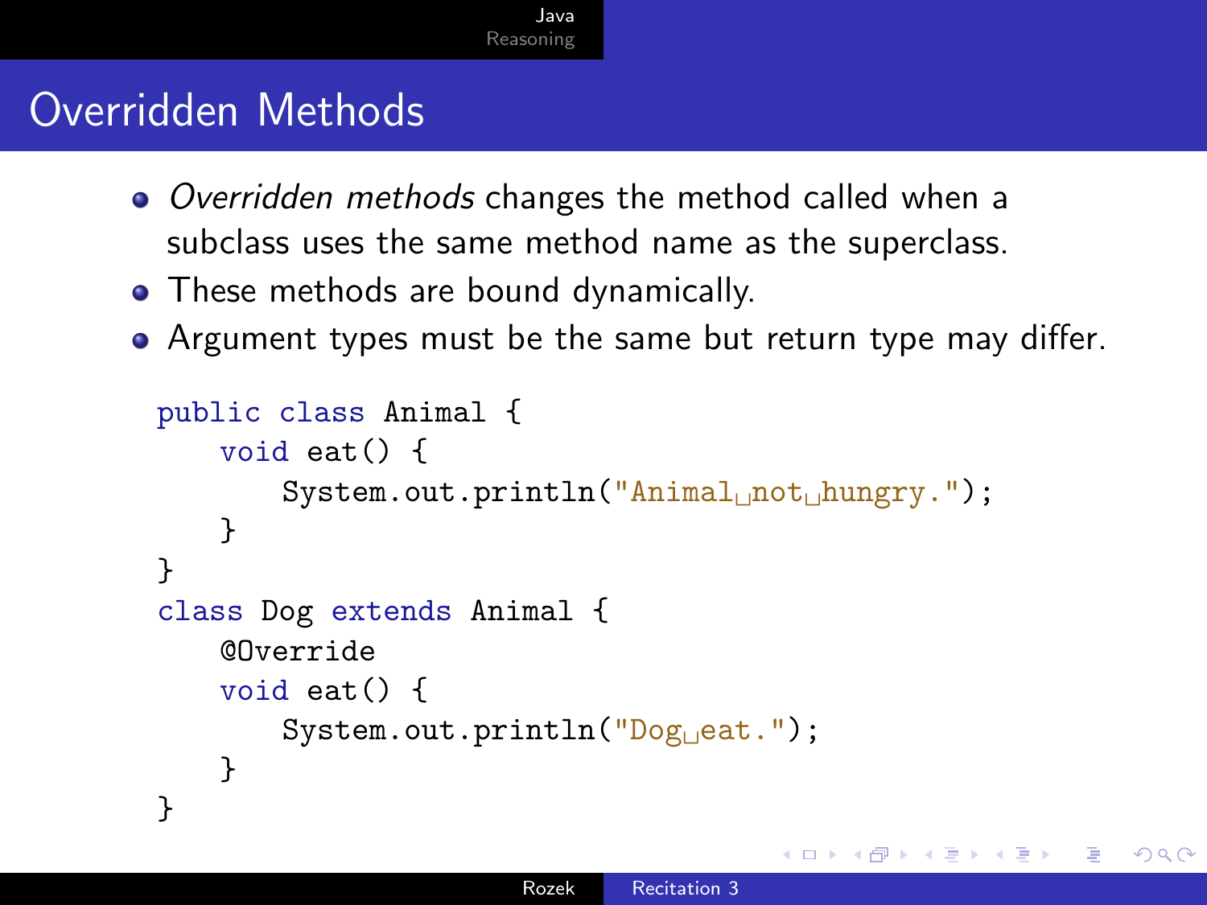# Overridden Methods

- *Overridden methods* changes the method called when a subclass uses the same method name as the superclass.
- These methods are bound dynamically.
- Argument types must be the same but return type may differ.

```
public class Animal {
    void eat() {
        System.out.println("Animal not hungry.");
    }
}
class Dog extends Animal {
    @Override
    void eat() {
        System.out.println("Dog eat.");
    }
}
```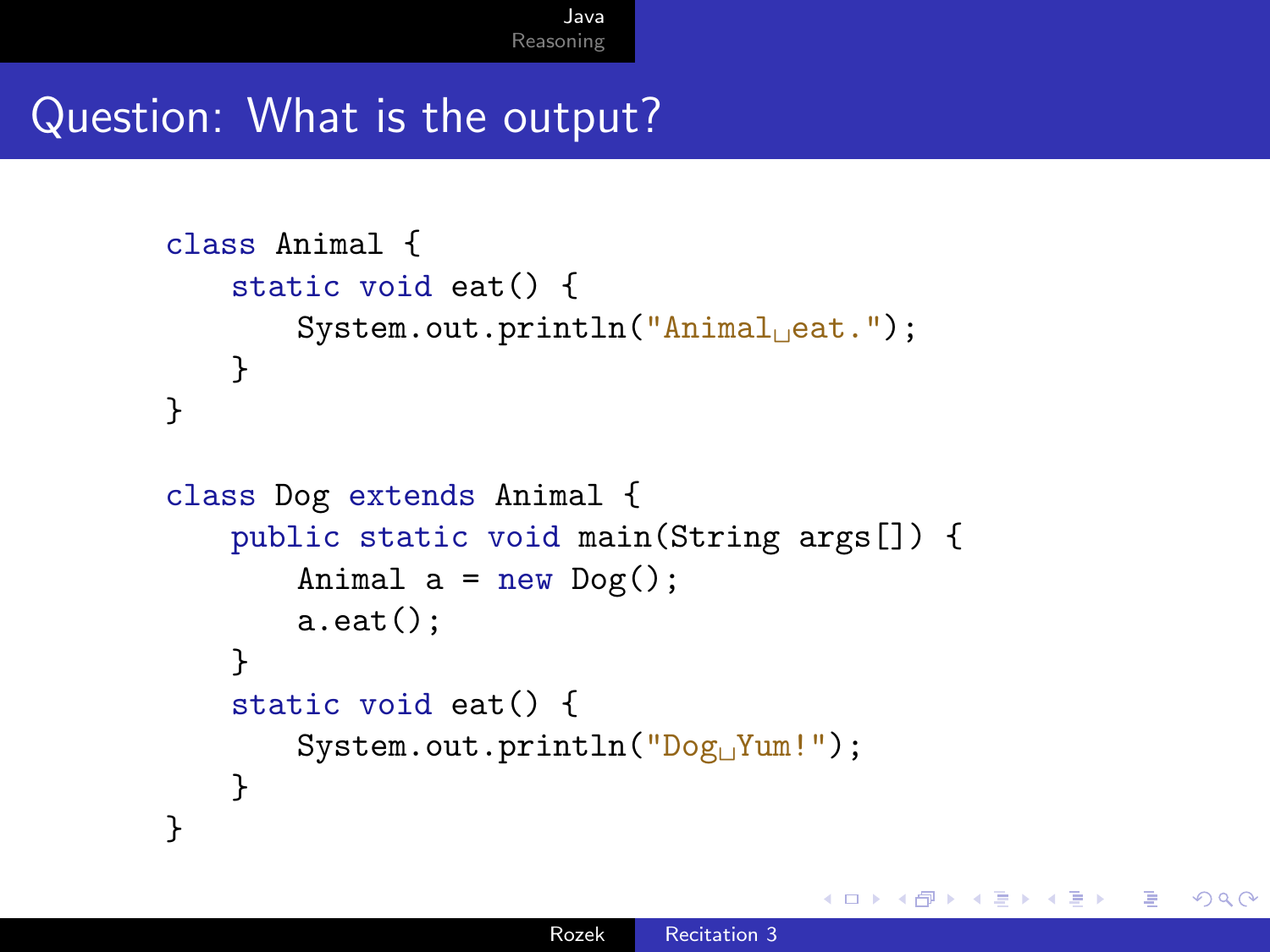# Question: What is the output?

```
class Animal {
    static void eat() {
        System.out.println("Animal eat.");
    }
}

class Dog extends Animal {
    public static void main(String args[]) {
        Animal a = new Dog();
        a.eat();
    }
    static void eat() {
        System.out.println("Dog Yum!");
    }
}
```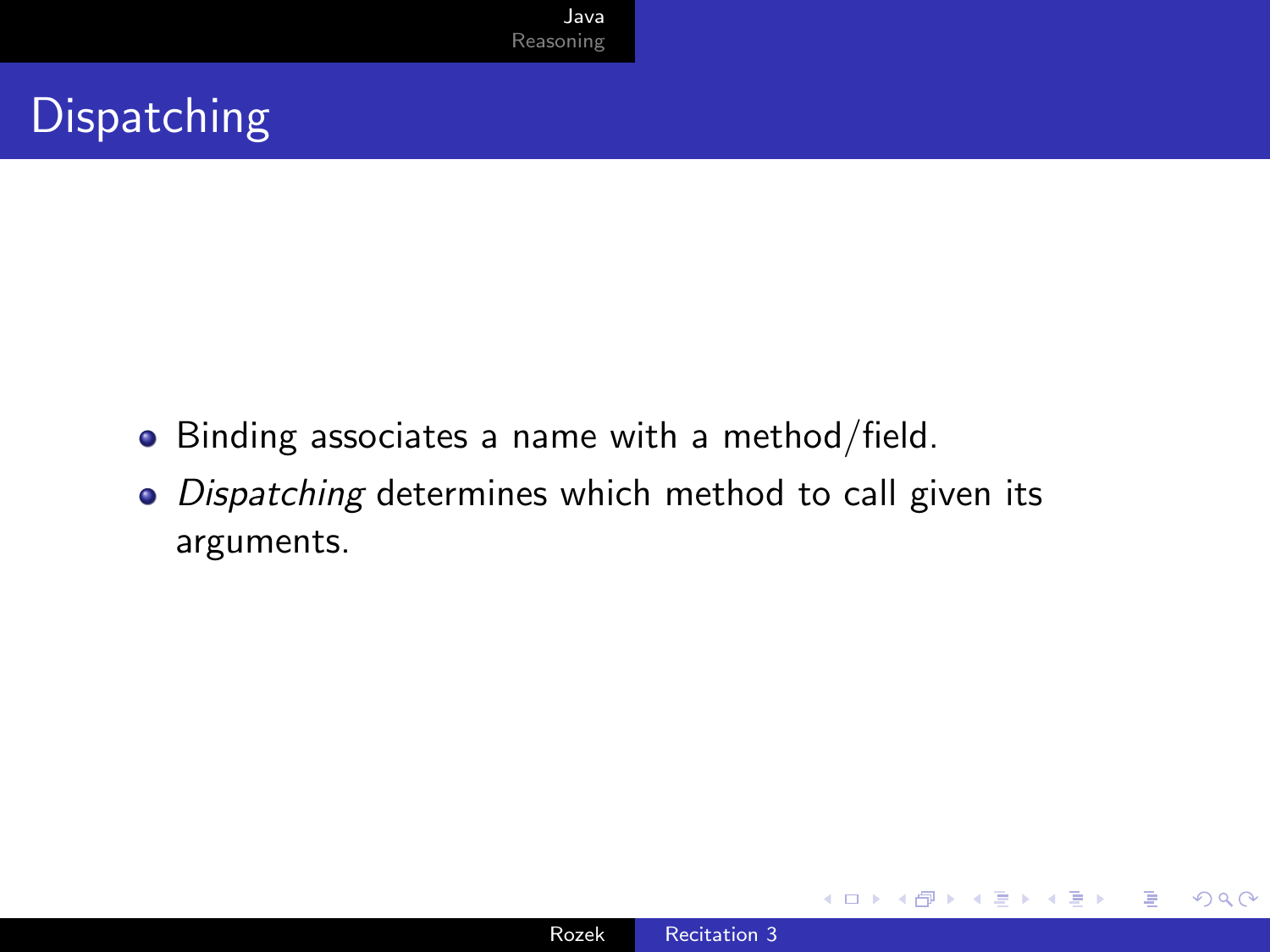# Dispatching

- Binding associates a name with a method/field.
- *Dispatching* determines which method to call given its arguments.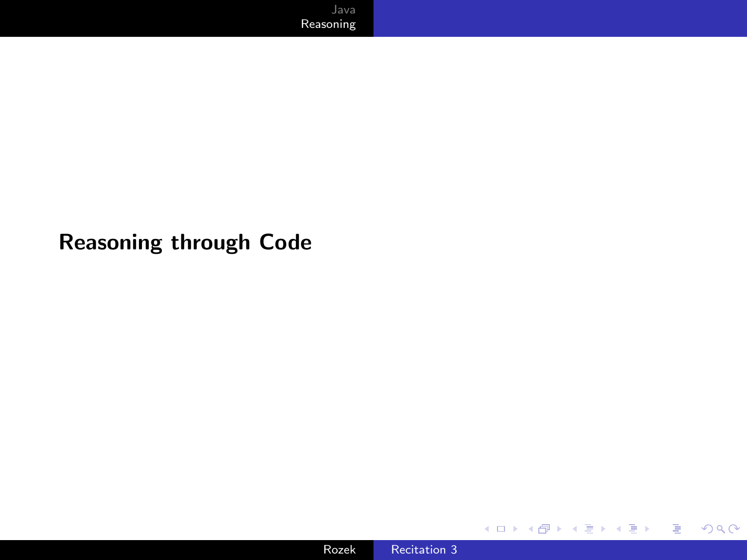# Reasoning through Code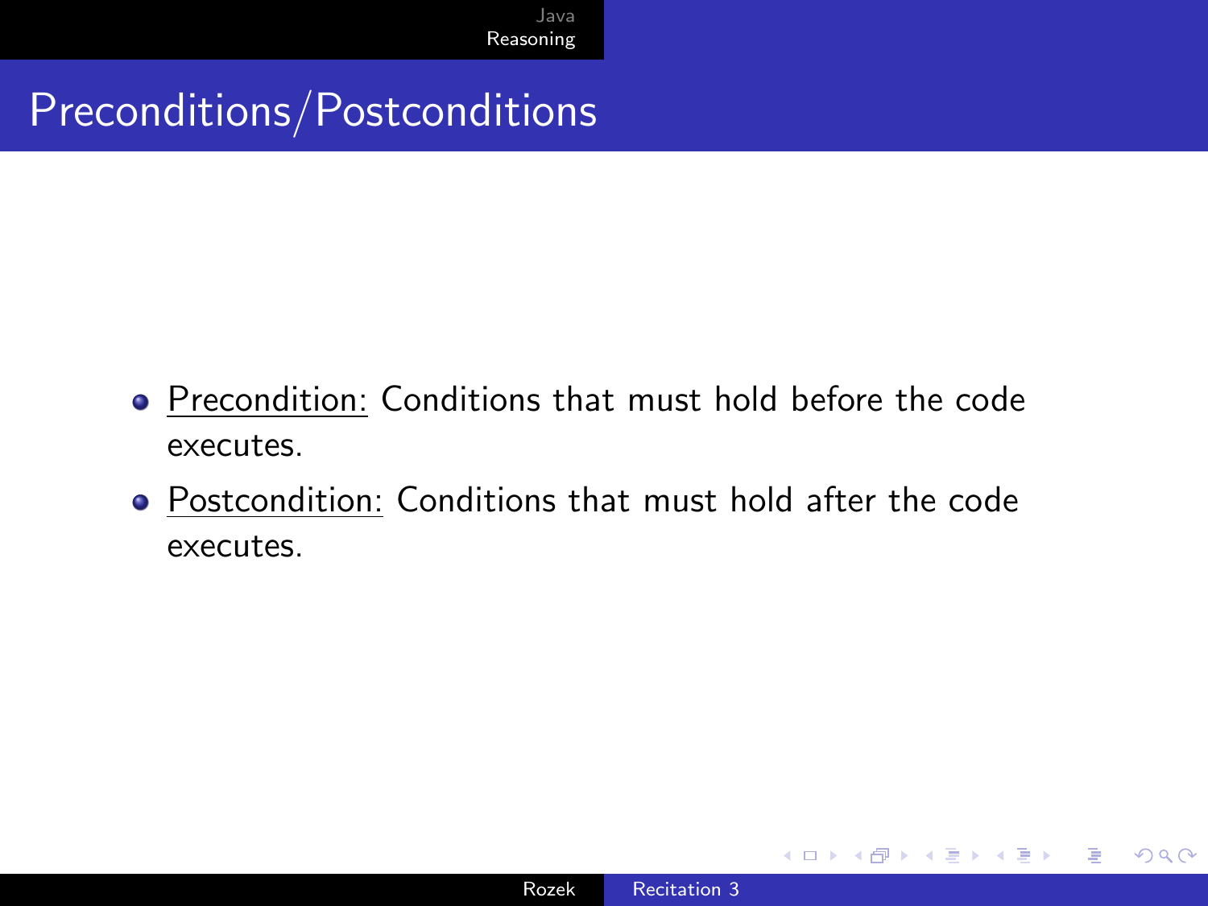# Preconditions/Postconditions

- Precondition: Conditions that must hold before the code executes.
- Postcondition: Conditions that must hold after the code executes.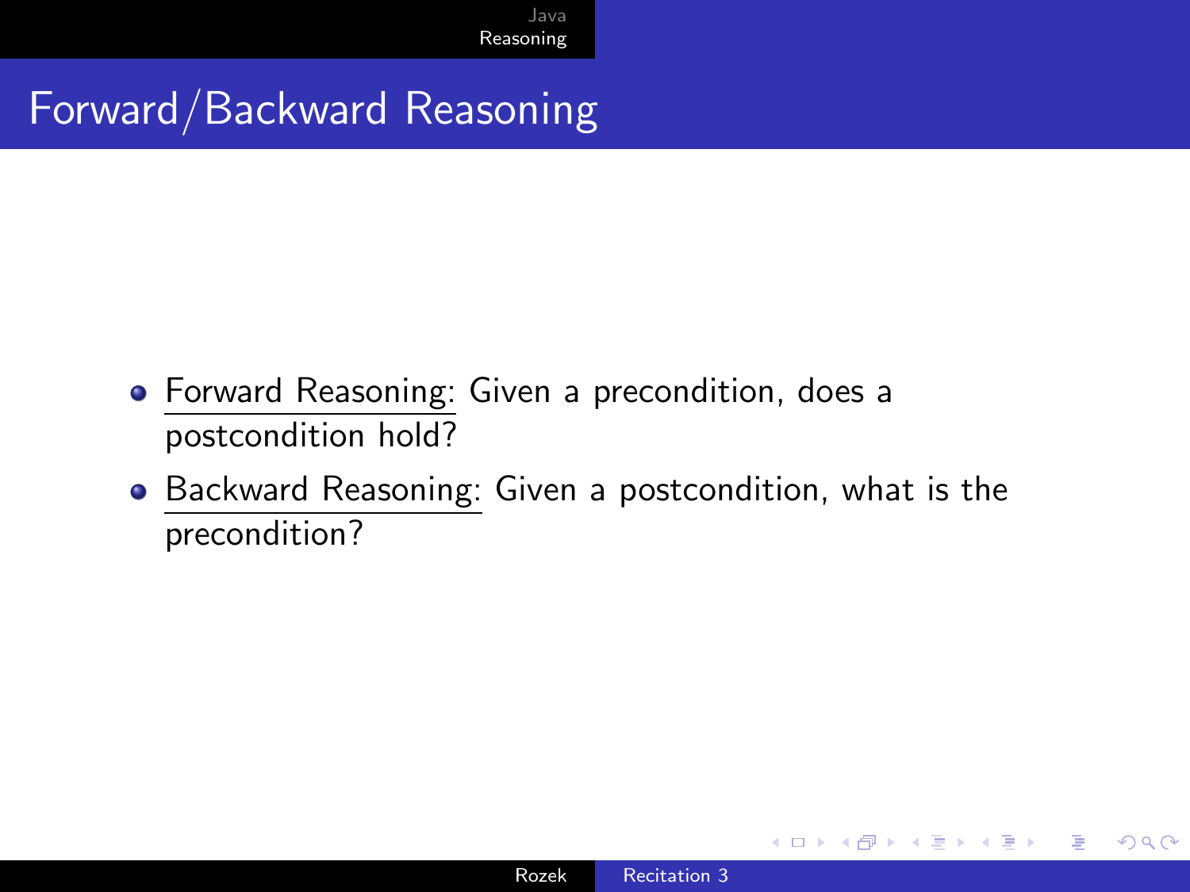# Forward/Backward Reasoning

- Forward Reasoning: Given a precondition, does a postcondition hold?
- Backward Reasoning: Given a postcondition, what is the precondition?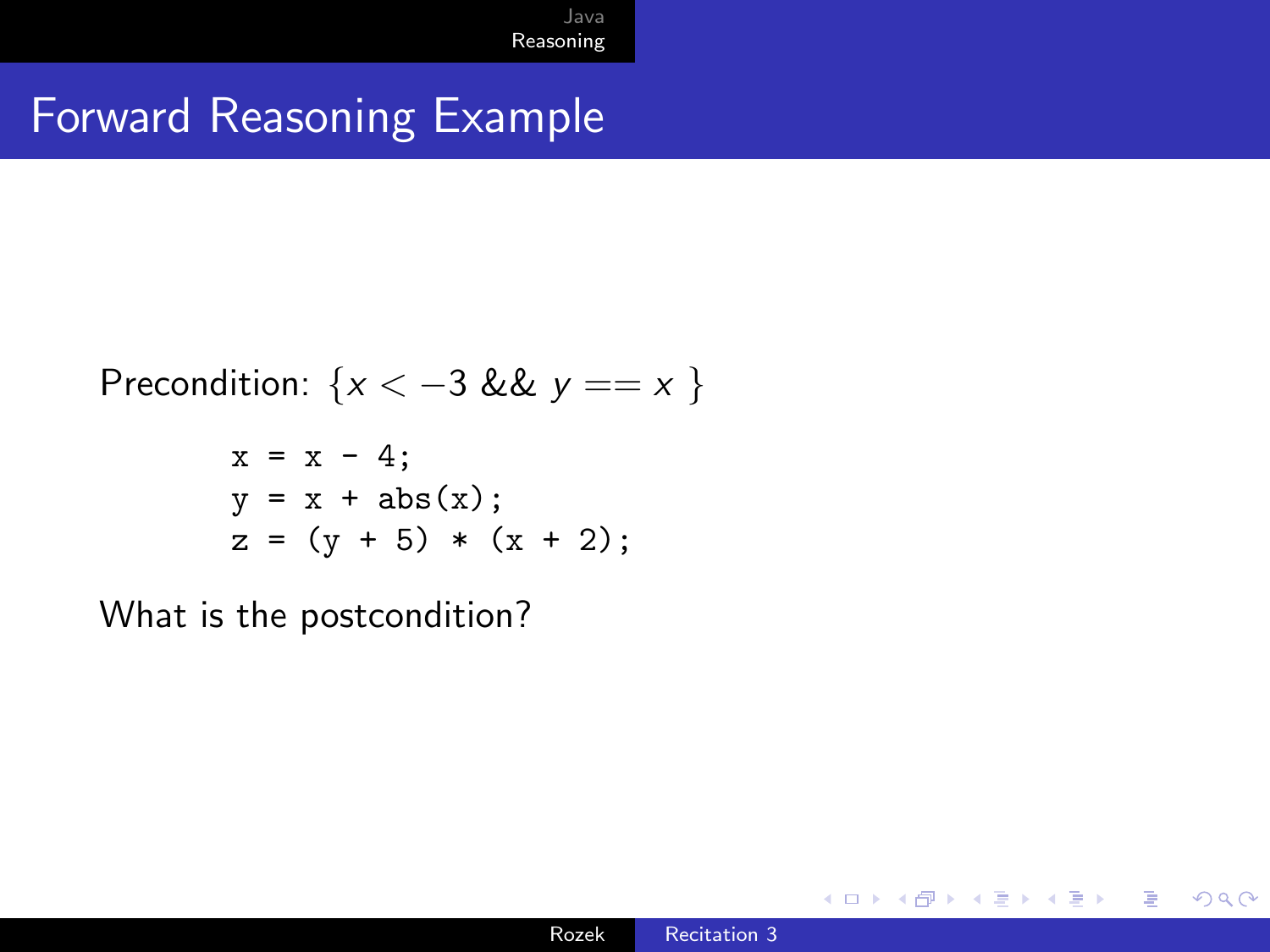# Forward Reasoning Example

Precondition: $\{x < -3 \ \&\& \ y == x \ \}$

```
x = x - 4;
y = x + abs(x);
z = (y + 5) * (x + 2);
```

What is the postcondition?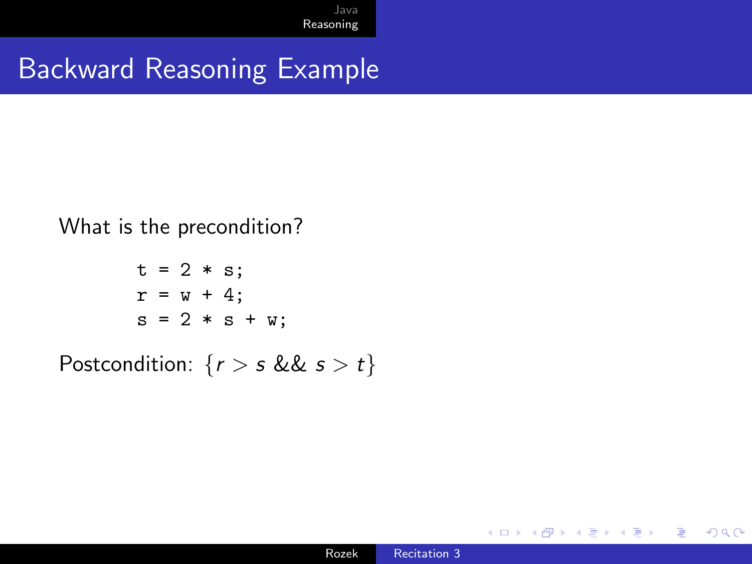# Backward Reasoning Example

What is the precondition?

```
t = 2 * s;
r = w + 4;
s = 2 * s + w;
```

Postcondition: $\{r > s \;\&\&\; s > t\}$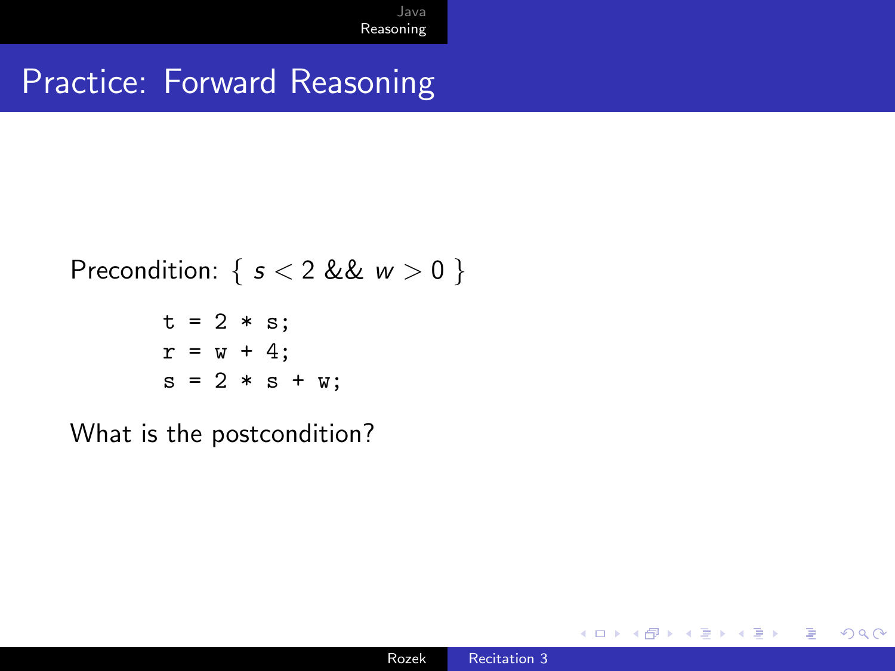# Practice: Forward Reasoning

Precondition: { $s < 2$ && $w > 0$ }

```
t = 2 * s;
r = w + 4;
s = 2 * s + w;
```

What is the postcondition?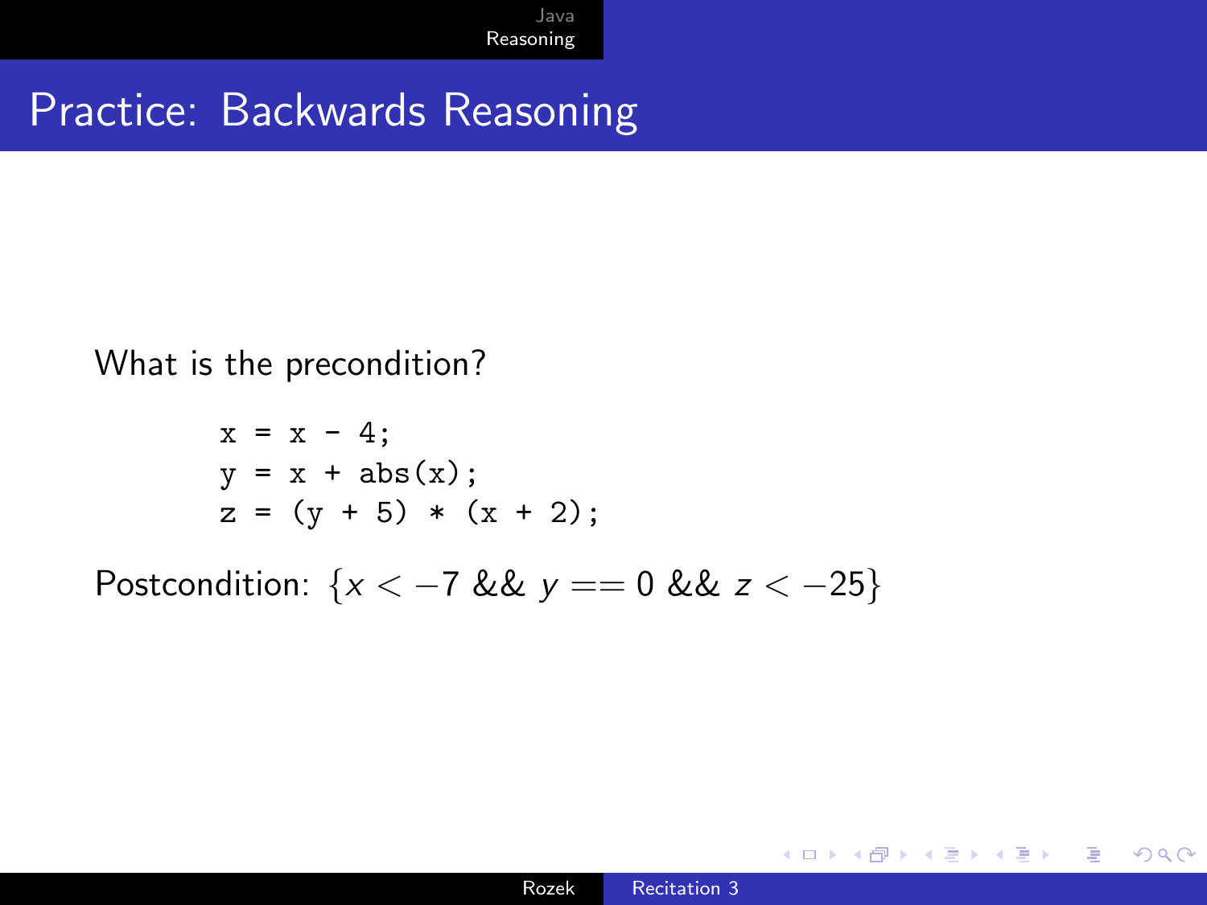# Practice: Backwards Reasoning

What is the precondition?

```
x = x - 4;
y = x + abs(x);
z = (y + 5) * (x + 2);
```

Postcondition: $\{x < -7 \text{ \&\& } y == 0 \text{ \&\& } z < -25\}$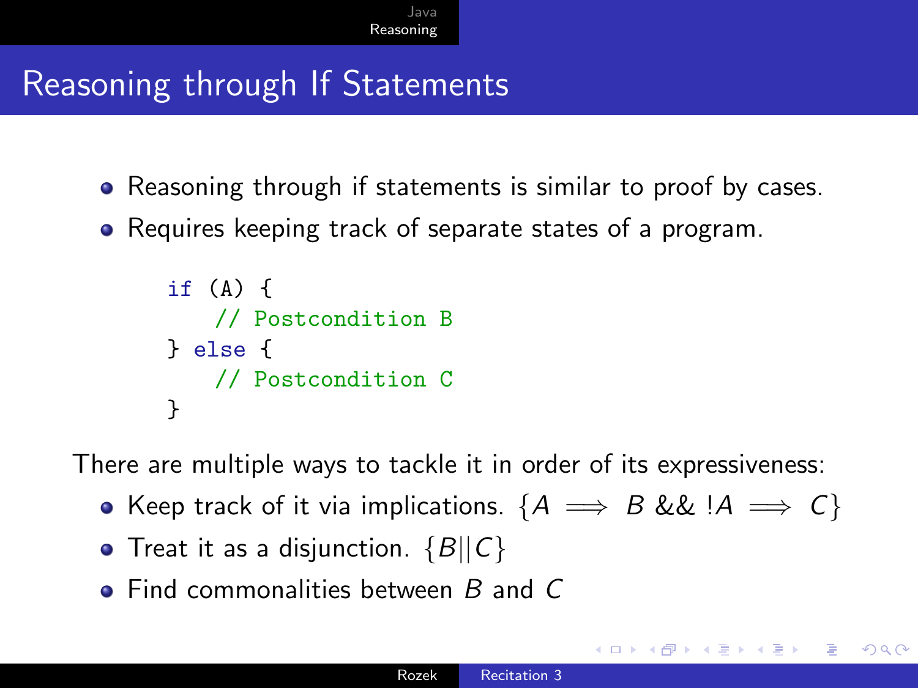# Reasoning through If Statements

- Reasoning through if statements is similar to proof by cases.
- Requires keeping track of separate states of a program.

```
if (A) {
    // Postcondition B
} else {
    // Postcondition C
}
```

There are multiple ways to tackle it in order of its expressiveness:

- Keep track of it via implications. $\{A \implies B \mathbin{\&\&} !A \implies C\}$
- Treat it as a disjunction. $\{B || C\}$
- Find commonalities between $B$ and $C$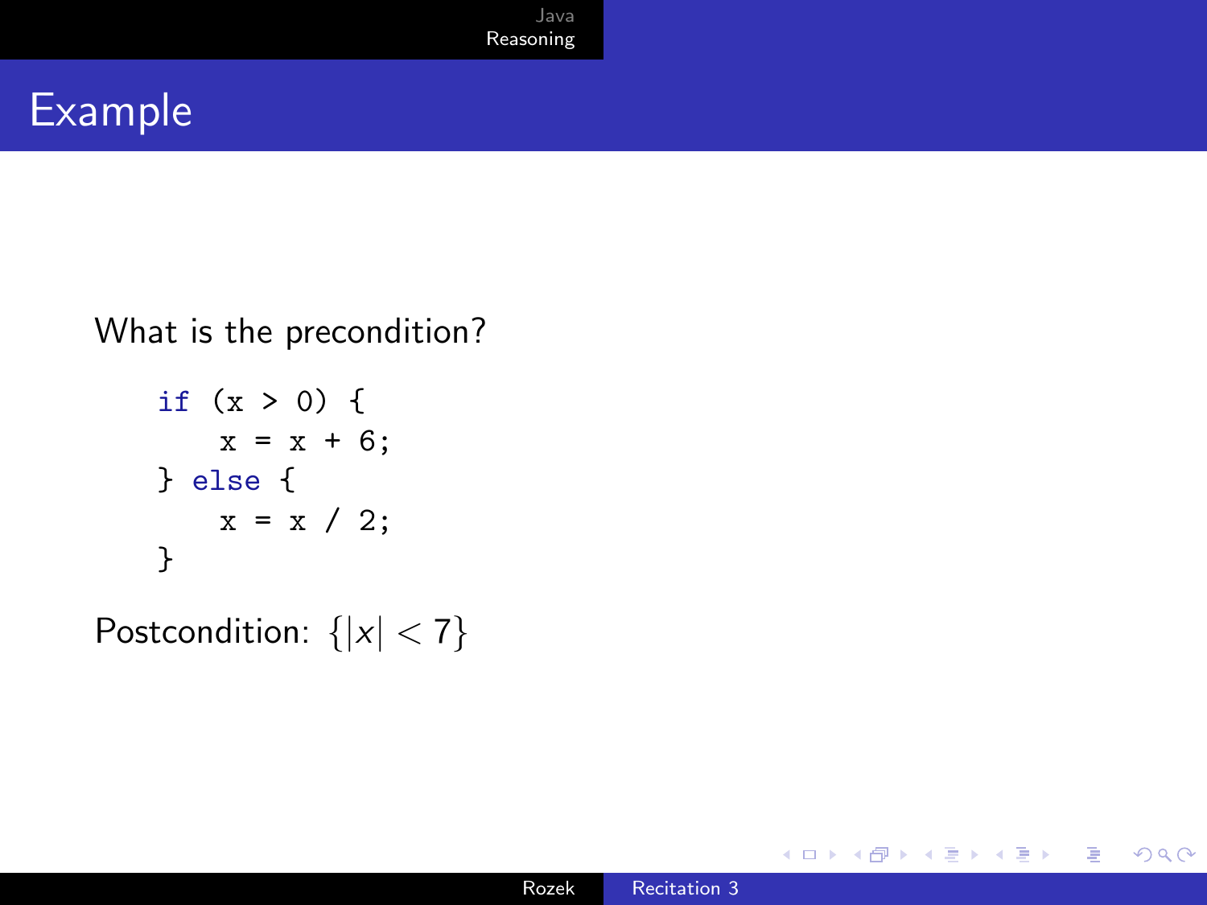# Example

What is the precondition?

```
if (x > 0) {
    x = x + 6;
} else {
    x = x / 2;
}
```

Postcondition: $\{|x| < 7\}$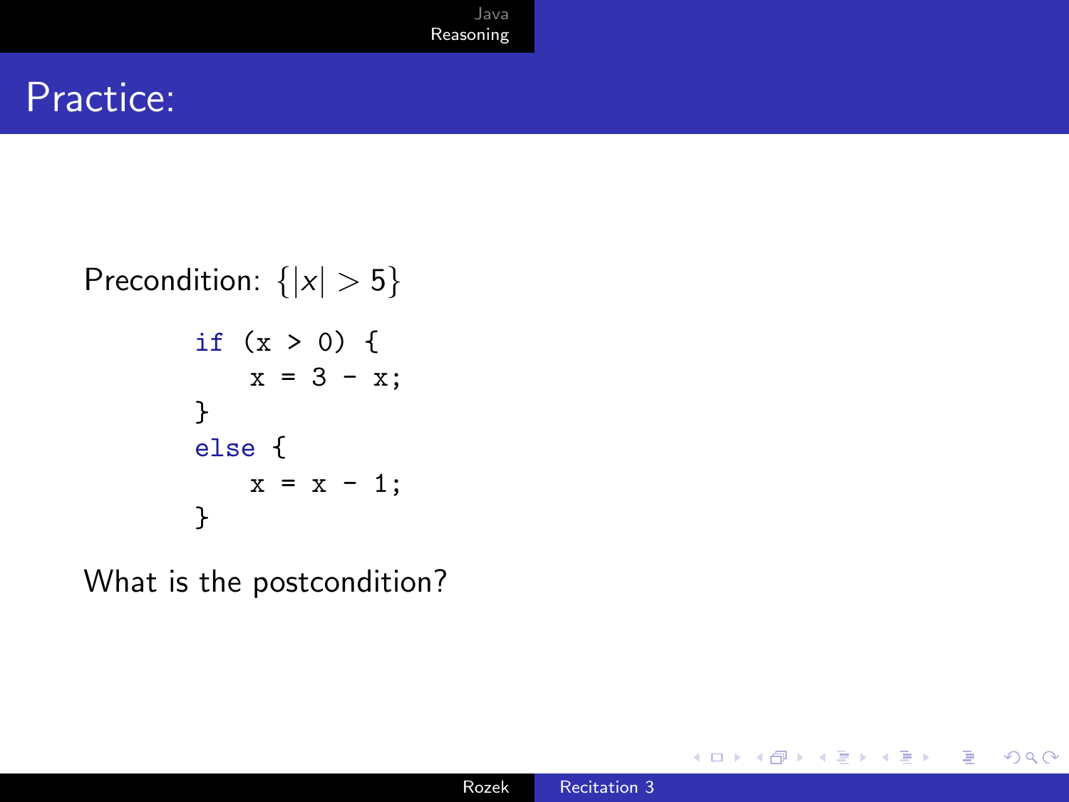# Practice:

Precondition: $\{|x| > 5\}$

```
if (x > 0) {
    x = 3 - x;
}
else {
    x = x - 1;
}
```

What is the postcondition?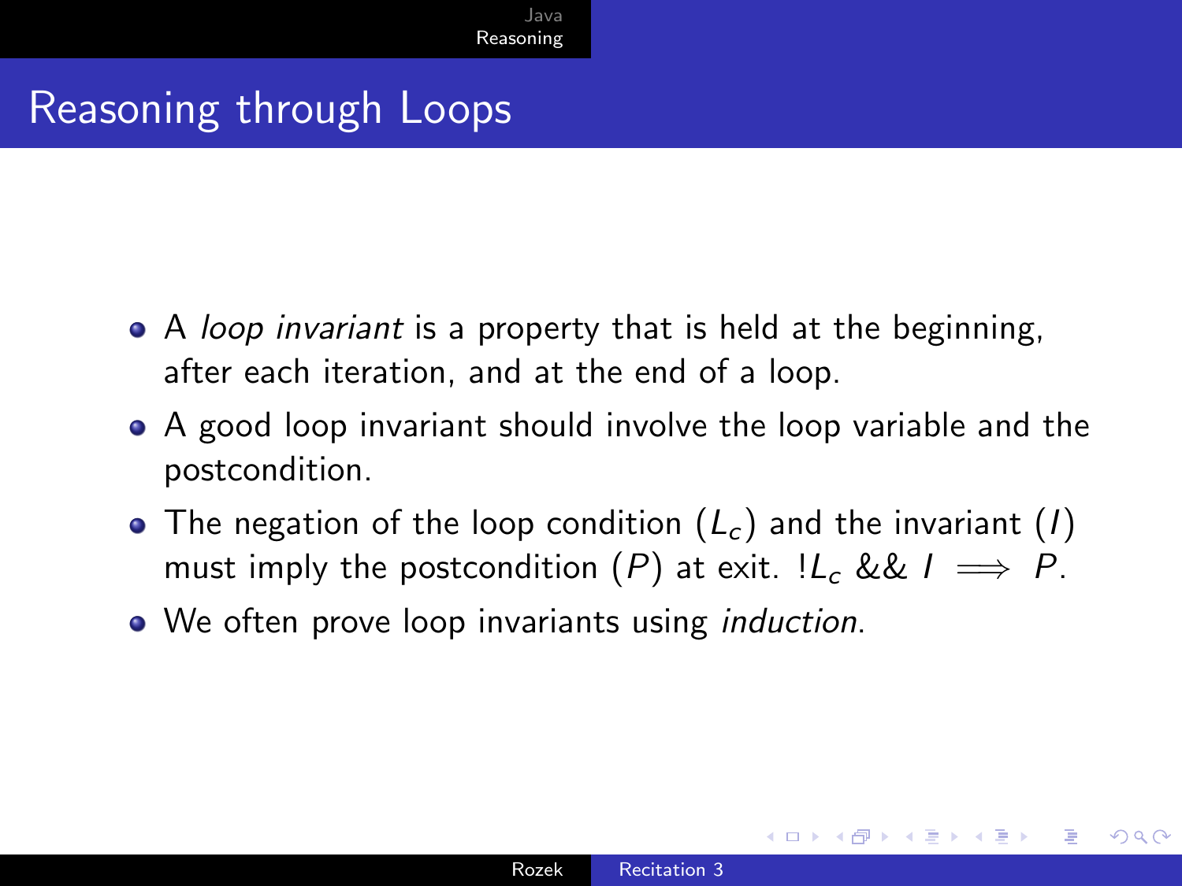# Reasoning through Loops

- A *loop invariant* is a property that is held at the beginning, after each iteration, and at the end of a loop.
- A good loop invariant should involve the loop variable and the postcondition.
- The negation of the loop condition ($L_c$) and the invariant ($I$) must imply the postcondition ($P$) at exit. $!L_c \mathrel{\&\&} I \implies P$.
- We often prove loop invariants using *induction*.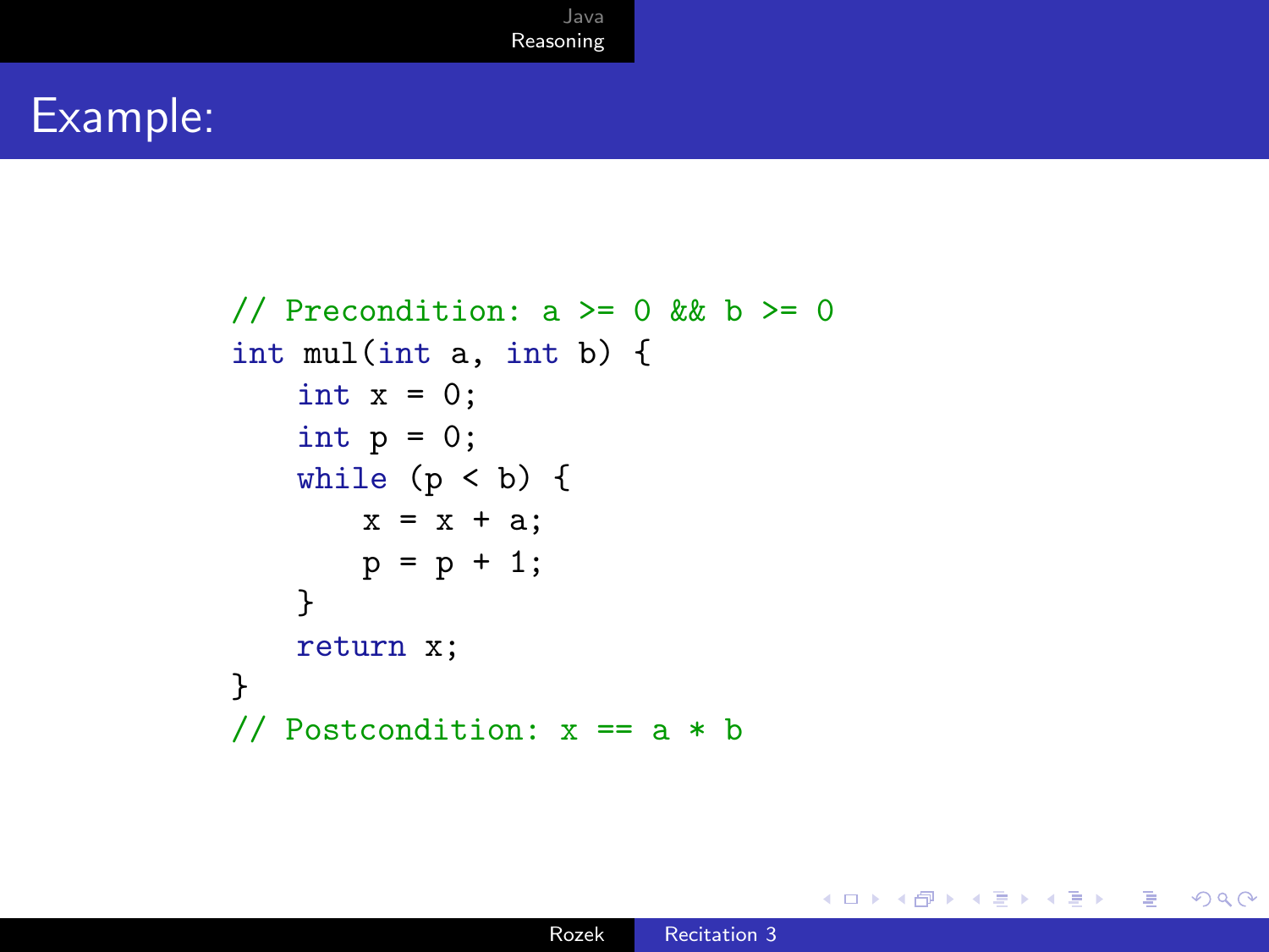# Example:

```java
// Precondition: a >= 0 && b >= 0
int mul(int a, int b) {
    int x = 0;
    int p = 0;
    while (p < b) {
        x = x + a;
        p = p + 1;
    }
    return x;
}
// Postcondition: x == a * b
```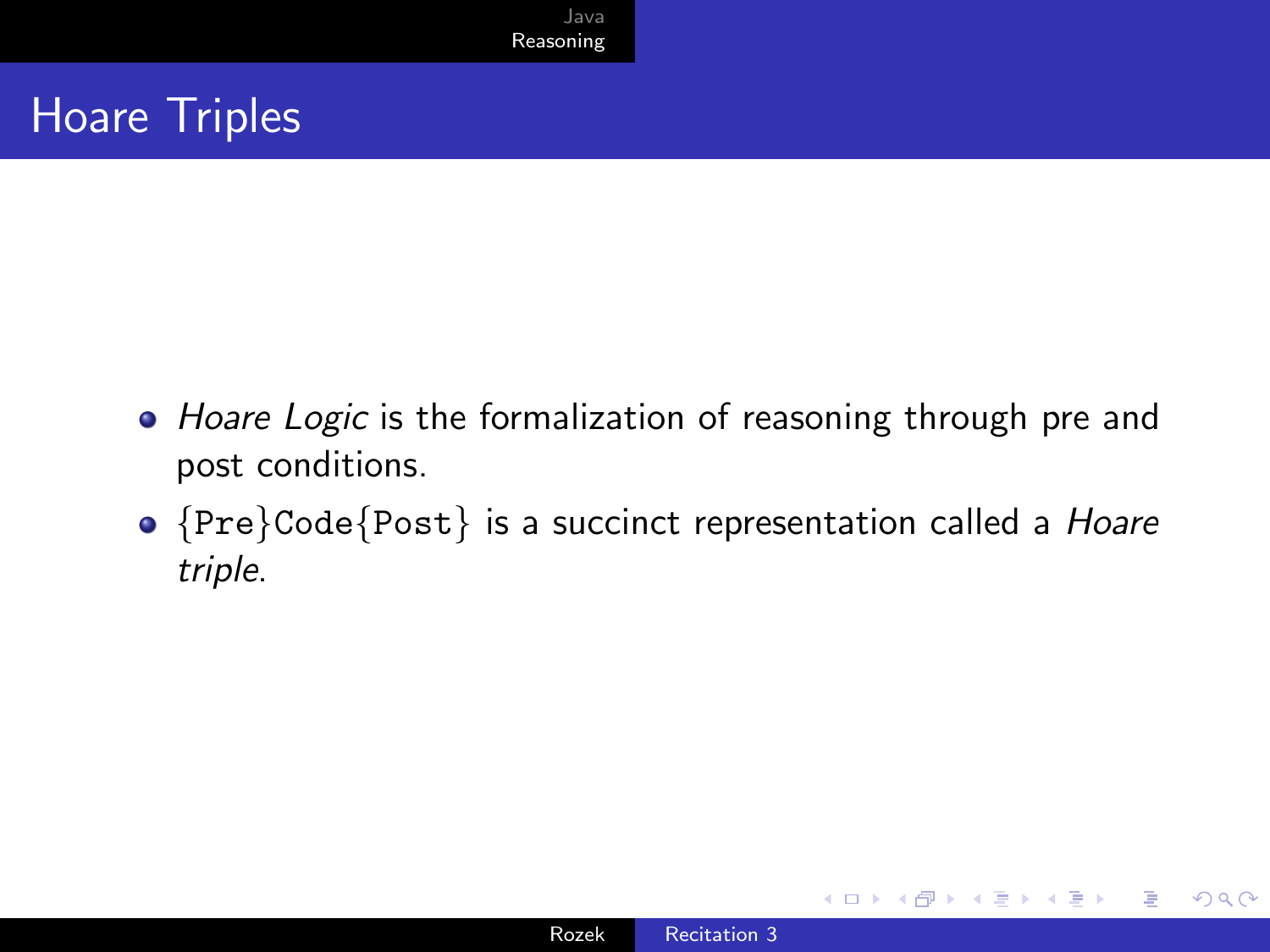# Hoare Triples

- *Hoare Logic* is the formalization of reasoning through pre and post conditions.
- `{Pre}Code{Post}` is a succinct representation called a *Hoare triple*.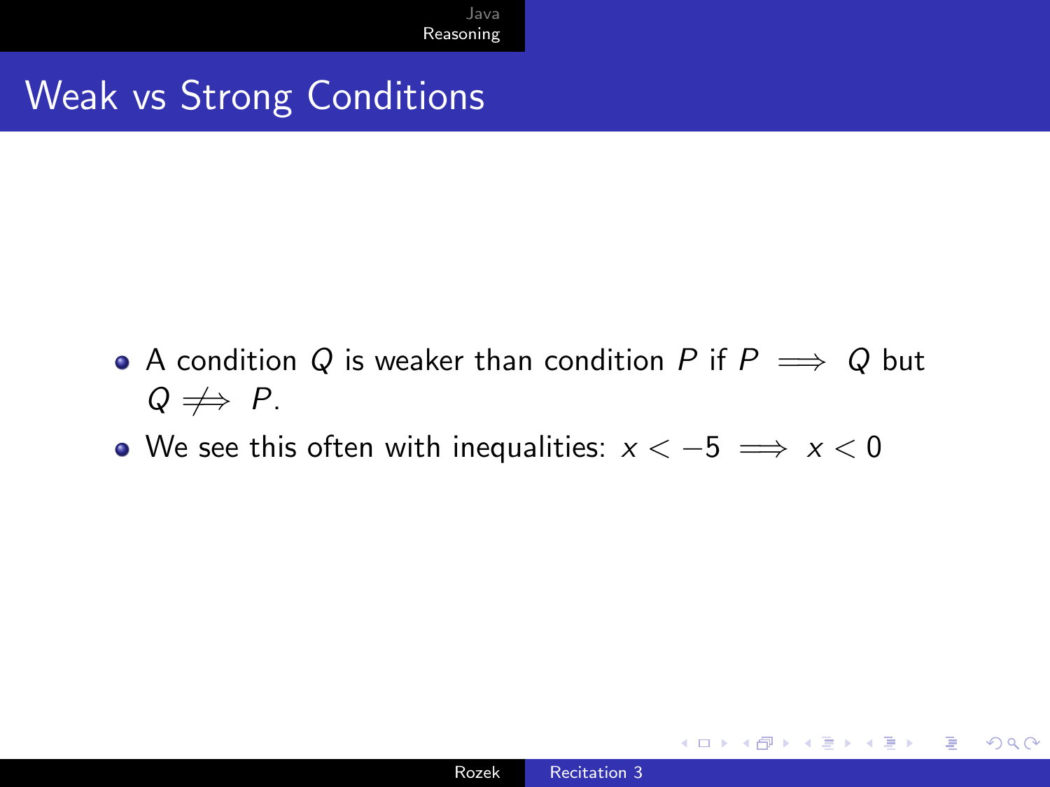# Weak vs Strong Conditions

- A condition $Q$ is weaker than condition $P$ if $P \implies Q$ but $Q \not\Longrightarrow P$.
- We see this often with inequalities: $x < -5 \implies x < 0$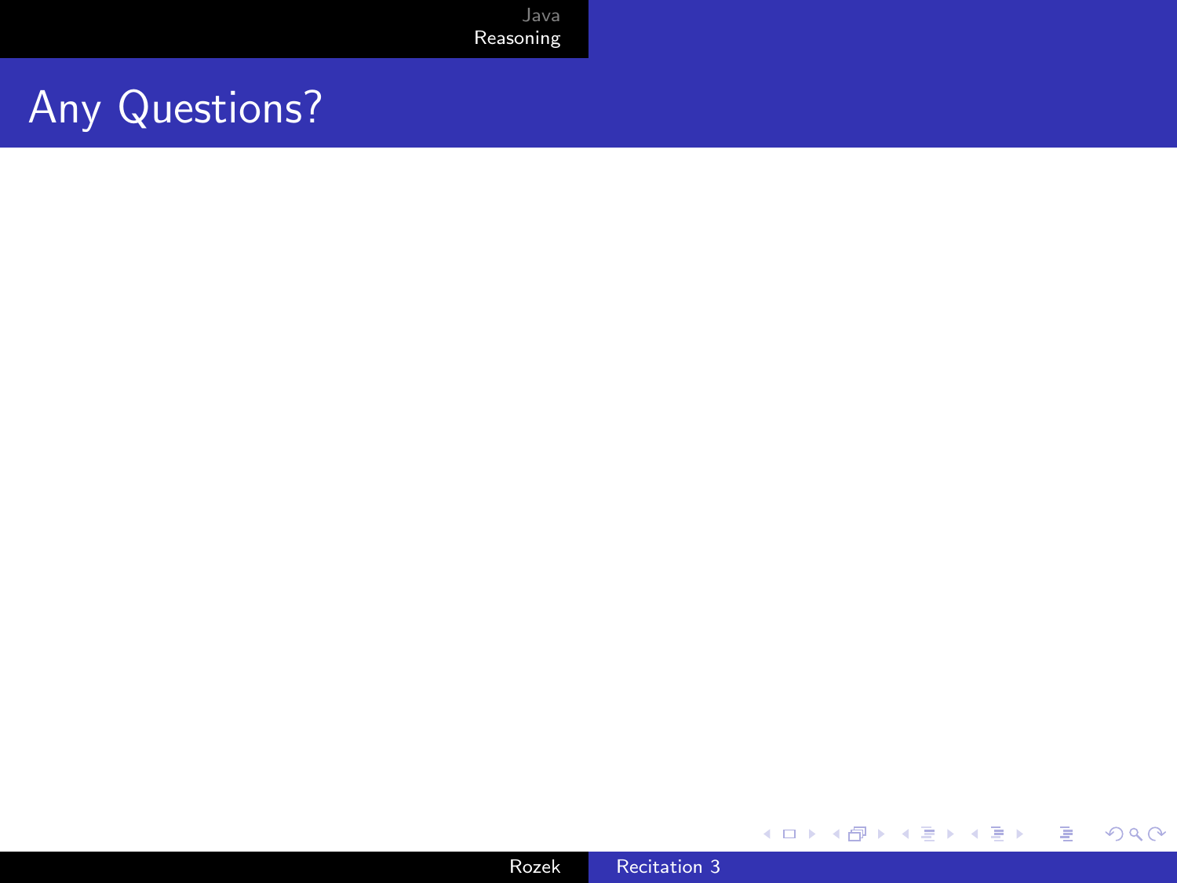# Any Questions?